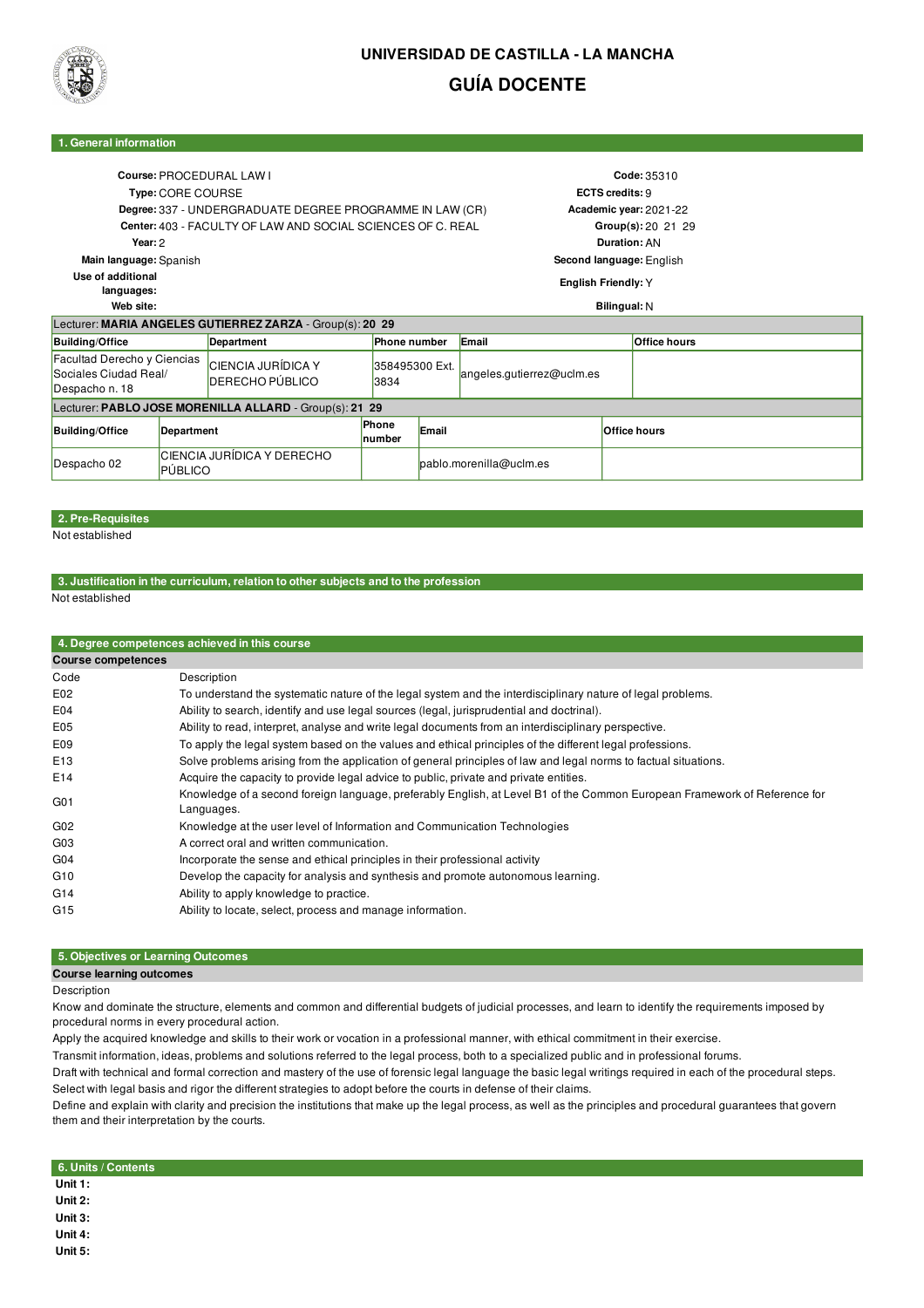# UNIVERSIDAD DE CASTILLA - LA MANCHA

## GUÍA DOCENTE

### 1. General information

| | | | |
|---|---|---|---|
| **Course:** | PROCEDURAL LAW I | **Code:** | 35310 |
| **Type:** | CORE COURSE | **ECTS credits:** | 9 |
| **Degree:** | 337 - UNDERGRADUATE DEGREE PROGRAMME IN LAW (CR) | **Academic year:** | 2021-22 |
| **Center:** | 403 - FACULTY OF LAW AND SOCIAL SCIENCES OF C. REAL | **Group(s):** | 20 21 29 |
| **Year:** | 2 | **Duration:** | AN |
| **Main language:** | Spanish | **Second language:** | English |
| **Use of additional languages:** | | **English Friendly:** | Y |
| **Web site:** | | **Bilingual:** | N |

Lecturer: **MARIA ANGELES GUTIERREZ ZARZA** - Group(s): **20 29**

| Building/Office | Department | Phone number | Email | Office hours |
|---|---|---|---|---|
| Facultad Derecho y Ciencias Sociales Ciudad Real/ Despacho n. 18 | CIENCIA JURÍDICA Y DERECHO PÚBLICO | 358495300 Ext. 3834 | angeles.gutierrez@uclm.es | |

Lecturer: **PABLO JOSE MORENILLA ALLARD** - Group(s): **21 29**

| Building/Office | Department | Phone number | Email | Office hours |
|---|---|---|---|---|
| Despacho 02 | CIENCIA JURÍDICA Y DERECHO PÚBLICO | | pablo.morenilla@uclm.es | |

### 2. Pre-Requisites

Not established

### 3. Justification in the curriculum, relation to other subjects and to the profession

Not established

### 4. Degree competences achieved in this course

**Course competences**

| Code | Description |
|---|---|
| E02 | To understand the systematic nature of the legal system and the interdisciplinary nature of legal problems. |
| E04 | Ability to search, identify and use legal sources (legal, jurisprudential and doctrinal). |
| E05 | Ability to read, interpret, analyse and write legal documents from an interdisciplinary perspective. |
| E09 | To apply the legal system based on the values and ethical principles of the different legal professions. |
| E13 | Solve problems arising from the application of general principles of law and legal norms to factual situations. |
| E14 | Acquire the capacity to provide legal advice to public, private and private entities. |
| G01 | Knowledge of a second foreign language, preferably English, at Level B1 of the Common European Framework of Reference for Languages. |
| G02 | Knowledge at the user level of Information and Communication Technologies |
| G03 | A correct oral and written communication. |
| G04 | Incorporate the sense and ethical principles in their professional activity |
| G10 | Develop the capacity for analysis and synthesis and promote autonomous learning. |
| G14 | Ability to apply knowledge to practice. |
| G15 | Ability to locate, select, process and manage information. |

### 5. Objectives or Learning Outcomes

**Course learning outcomes**

Description

Know and dominate the structure, elements and common and differential budgets of judicial processes, and learn to identify the requirements imposed by procedural norms in every procedural action.

Apply the acquired knowledge and skills to their work or vocation in a professional manner, with ethical commitment in their exercise.

Transmit information, ideas, problems and solutions referred to the legal process, both to a specialized public and in professional forums.

Draft with technical and formal correction and mastery of the use of forensic legal language the basic legal writings required in each of the procedural steps.

Select with legal basis and rigor the different strategies to adopt before the courts in defense of their claims.

Define and explain with clarity and precision the institutions that make up the legal process, as well as the principles and procedural guarantees that govern them and their interpretation by the courts.

### 6. Units / Contents

**Unit 1:**
**Unit 2:**
**Unit 3:**
**Unit 4:**
**Unit 5:**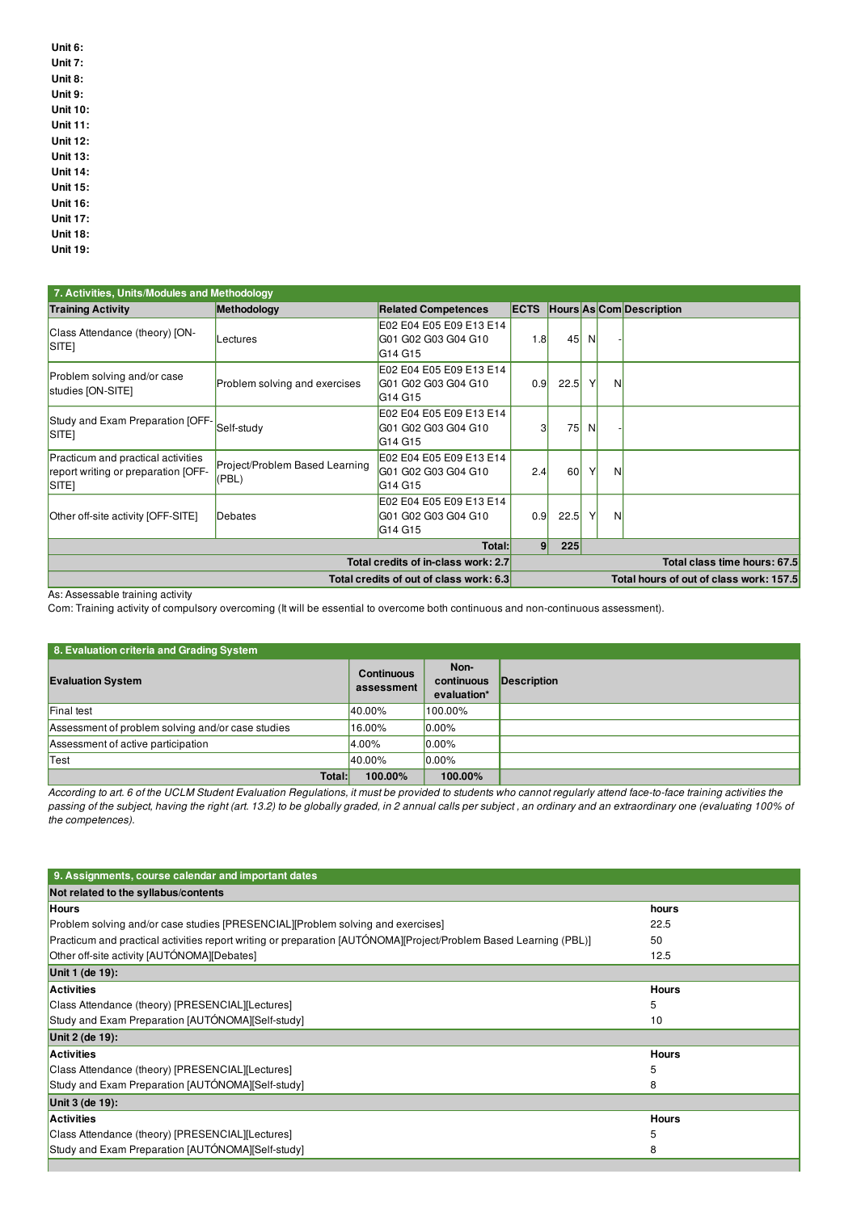**Unit 6:**
**Unit 7:**
**Unit 8:**
**Unit 9:**
**Unit 10:**
**Unit 11:**
**Unit 12:**
**Unit 13:**
**Unit 14:**
**Unit 15:**
**Unit 16:**
**Unit 17:**
**Unit 18:**
**Unit 19:**

## 7. Activities, Units/Modules and Methodology

| Training Activity | Methodology | Related Competences | ECTS | Hours | As | Com | Description |
|---|---|---|---|---|---|---|---|
| Class Attendance (theory) [ON-SITE] | Lectures | E02 E04 E05 E09 E13 E14 G01 G02 G03 G04 G10 G14 G15 | 1.8 | 45 | N | - | |
| Problem solving and/or case studies [ON-SITE] | Problem solving and exercises | E02 E04 E05 E09 E13 E14 G01 G02 G03 G04 G10 G14 G15 | 0.9 | 22.5 | Y | N | |
| Study and Exam Preparation [OFF-SITE] | Self-study | E02 E04 E05 E09 E13 E14 G01 G02 G03 G04 G10 G14 G15 | 3 | 75 | N | - | |
| Practicum and practical activities report writing or preparation [OFF-SITE] | Project/Problem Based Learning (PBL) | E02 E04 E05 E09 E13 E14 G01 G02 G03 G04 G10 G14 G15 | 2.4 | 60 | Y | N | |
| Other off-site activity [OFF-SITE] | Debates | E02 E04 E05 E09 E13 E14 G01 G02 G03 G04 G10 G14 G15 | 0.9 | 22.5 | Y | N | |
| | | **Total:** | **9** | **225** | | | |
| | | **Total credits of in-class work: 2.7** | | | | | **Total class time hours: 67.5** |
| | | **Total credits of out of class work: 6.3** | | | | | **Total hours of out of class work: 157.5** |

As: Assessable training activity
Com: Training activity of compulsory overcoming (It will be essential to overcome both continuous and non-continuous assessment).

## 8. Evaluation criteria and Grading System

| Evaluation System | Continuous assessment | Non-continuous evaluation* | Description |
|---|---|---|---|
| Final test | 40.00% | 100.00% | |
| Assessment of problem solving and/or case studies | 16.00% | 0.00% | |
| Assessment of active participation | 4.00% | 0.00% | |
| Test | 40.00% | 0.00% | |
| **Total:** | **100.00%** | **100.00%** | |

*According to art. 6 of the UCLM Student Evaluation Regulations, it must be provided to students who cannot regularly attend face-to-face training activities the passing of the subject, having the right (art. 13.2) to be globally graded, in 2 annual calls per subject , an ordinary and an extraordinary one (evaluating 100% of the competences).*

## 9. Assignments, course calendar and important dates

**Not related to the syllabus/contents**

| Hours | hours |
|---|---|
| Problem solving and/or case studies [PRESENCIAL][Problem solving and exercises] | 22.5 |
| Practicum and practical activities report writing or preparation [AUTÓNOMA][Project/Problem Based Learning (PBL)] | 50 |
| Other off-site activity [AUTÓNOMA][Debates] | 12.5 |

**Unit 1 (de 19):**

| Activities | Hours |
|---|---|
| Class Attendance (theory) [PRESENCIAL][Lectures] | 5 |
| Study and Exam Preparation [AUTÓNOMA][Self-study] | 10 |

**Unit 2 (de 19):**

| Activities | Hours |
|---|---|
| Class Attendance (theory) [PRESENCIAL][Lectures] | 5 |
| Study and Exam Preparation [AUTÓNOMA][Self-study] | 8 |

**Unit 3 (de 19):**

| Activities | Hours |
|---|---|
| Class Attendance (theory) [PRESENCIAL][Lectures] | 5 |
| Study and Exam Preparation [AUTÓNOMA][Self-study] | 8 |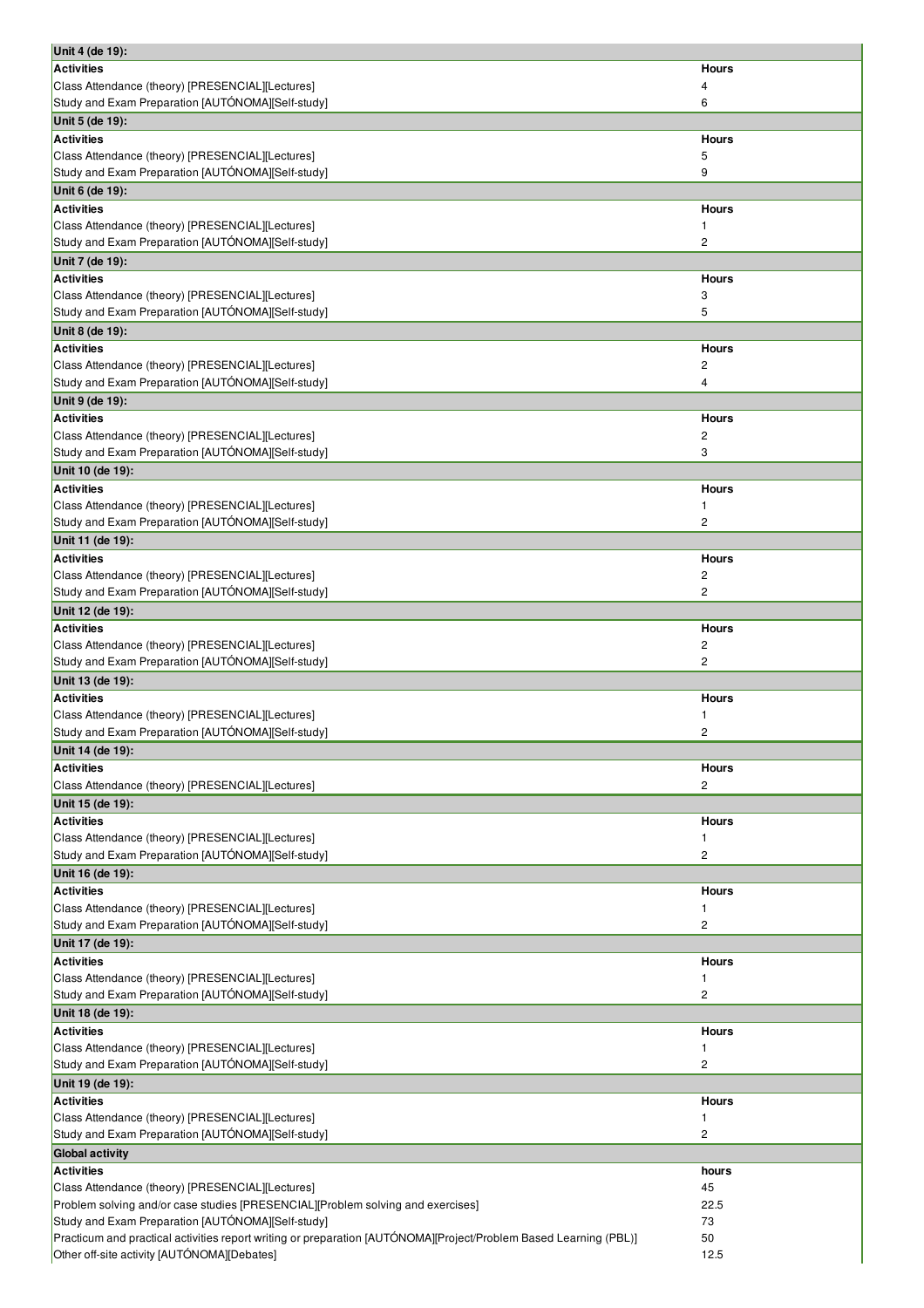| Unit 4 (de 19): | |
|---|---|
| **Activities** | **Hours** |
| Class Attendance (theory) [PRESENCIAL][Lectures] | 4 |
| Study and Exam Preparation [AUTÓNOMA][Self-study] | 6 |

| Unit 5 (de 19): | |
|---|---|
| **Activities** | **Hours** |
| Class Attendance (theory) [PRESENCIAL][Lectures] | 5 |
| Study and Exam Preparation [AUTÓNOMA][Self-study] | 9 |

| Unit 6 (de 19): | |
|---|---|
| **Activities** | **Hours** |
| Class Attendance (theory) [PRESENCIAL][Lectures] | 1 |
| Study and Exam Preparation [AUTÓNOMA][Self-study] | 2 |

| Unit 7 (de 19): | |
|---|---|
| **Activities** | **Hours** |
| Class Attendance (theory) [PRESENCIAL][Lectures] | 3 |
| Study and Exam Preparation [AUTÓNOMA][Self-study] | 5 |

| Unit 8 (de 19): | |
|---|---|
| **Activities** | **Hours** |
| Class Attendance (theory) [PRESENCIAL][Lectures] | 2 |
| Study and Exam Preparation [AUTÓNOMA][Self-study] | 4 |

| Unit 9 (de 19): | |
|---|---|
| **Activities** | **Hours** |
| Class Attendance (theory) [PRESENCIAL][Lectures] | 2 |
| Study and Exam Preparation [AUTÓNOMA][Self-study] | 3 |

| Unit 10 (de 19): | |
|---|---|
| **Activities** | **Hours** |
| Class Attendance (theory) [PRESENCIAL][Lectures] | 1 |
| Study and Exam Preparation [AUTÓNOMA][Self-study] | 2 |

| Unit 11 (de 19): | |
|---|---|
| **Activities** | **Hours** |
| Class Attendance (theory) [PRESENCIAL][Lectures] | 2 |
| Study and Exam Preparation [AUTÓNOMA][Self-study] | 2 |

| Unit 12 (de 19): | |
|---|---|
| **Activities** | **Hours** |
| Class Attendance (theory) [PRESENCIAL][Lectures] | 2 |
| Study and Exam Preparation [AUTÓNOMA][Self-study] | 2 |

| Unit 13 (de 19): | |
|---|---|
| **Activities** | **Hours** |
| Class Attendance (theory) [PRESENCIAL][Lectures] | 1 |
| Study and Exam Preparation [AUTÓNOMA][Self-study] | 2 |

| Unit 14 (de 19): | |
|---|---|
| **Activities** | **Hours** |
| Class Attendance (theory) [PRESENCIAL][Lectures] | 2 |

| Unit 15 (de 19): | |
|---|---|
| **Activities** | **Hours** |
| Class Attendance (theory) [PRESENCIAL][Lectures] | 1 |
| Study and Exam Preparation [AUTÓNOMA][Self-study] | 2 |

| Unit 16 (de 19): | |
|---|---|
| **Activities** | **Hours** |
| Class Attendance (theory) [PRESENCIAL][Lectures] | 1 |
| Study and Exam Preparation [AUTÓNOMA][Self-study] | 2 |

| Unit 17 (de 19): | |
|---|---|
| **Activities** | **Hours** |
| Class Attendance (theory) [PRESENCIAL][Lectures] | 1 |
| Study and Exam Preparation [AUTÓNOMA][Self-study] | 2 |

| Unit 18 (de 19): | |
|---|---|
| **Activities** | **Hours** |
| Class Attendance (theory) [PRESENCIAL][Lectures] | 1 |
| Study and Exam Preparation [AUTÓNOMA][Self-study] | 2 |

| Unit 19 (de 19): | |
|---|---|
| **Activities** | **Hours** |
| Class Attendance (theory) [PRESENCIAL][Lectures] | 1 |
| Study and Exam Preparation [AUTÓNOMA][Self-study] | 2 |

| Global activity | |
|---|---|
| **Activities** | **hours** |
| Class Attendance (theory) [PRESENCIAL][Lectures] | 45 |
| Problem solving and/or case studies [PRESENCIAL][Problem solving and exercises] | 22.5 |
| Study and Exam Preparation [AUTÓNOMA][Self-study] | 73 |
| Practicum and practical activities report writing or preparation [AUTÓNOMA][Project/Problem Based Learning (PBL)] | 50 |
| Other off-site activity [AUTÓNOMA][Debates] | 12.5 |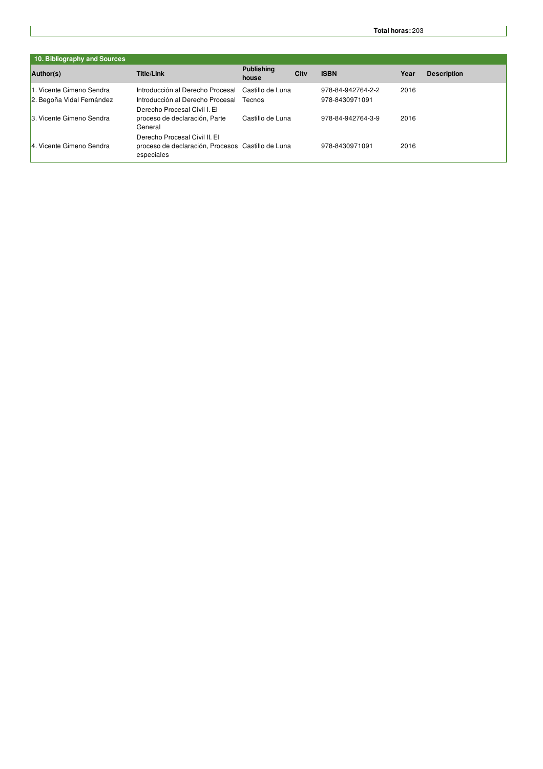**Total horas:** 203

## 10. Bibliography and Sources

| Author(s) | Title/Link | Publishing house | Citv | ISBN | Year | Description |
|---|---|---|---|---|---|---|
| 1. Vicente Gimeno Sendra | Introducción al Derecho Procesal | Castillo de Luna | | 978-84-942764-2-2 | 2016 | |
| 2. Begoña Vidal Fernández | Introducción al Derecho Procesal | Tecnos | | 978-8430971091 | | |
| 3. Vicente Gimeno Sendra | Derecho Procesal Civil I. El proceso de declaración, Parte General | Castillo de Luna | | 978-84-942764-3-9 | 2016 | |
| 4. Vicente Gimeno Sendra | Derecho Procesal Civil II. El proceso de declaración, Procesos especiales | Castillo de Luna | | 978-8430971091 | 2016 | |